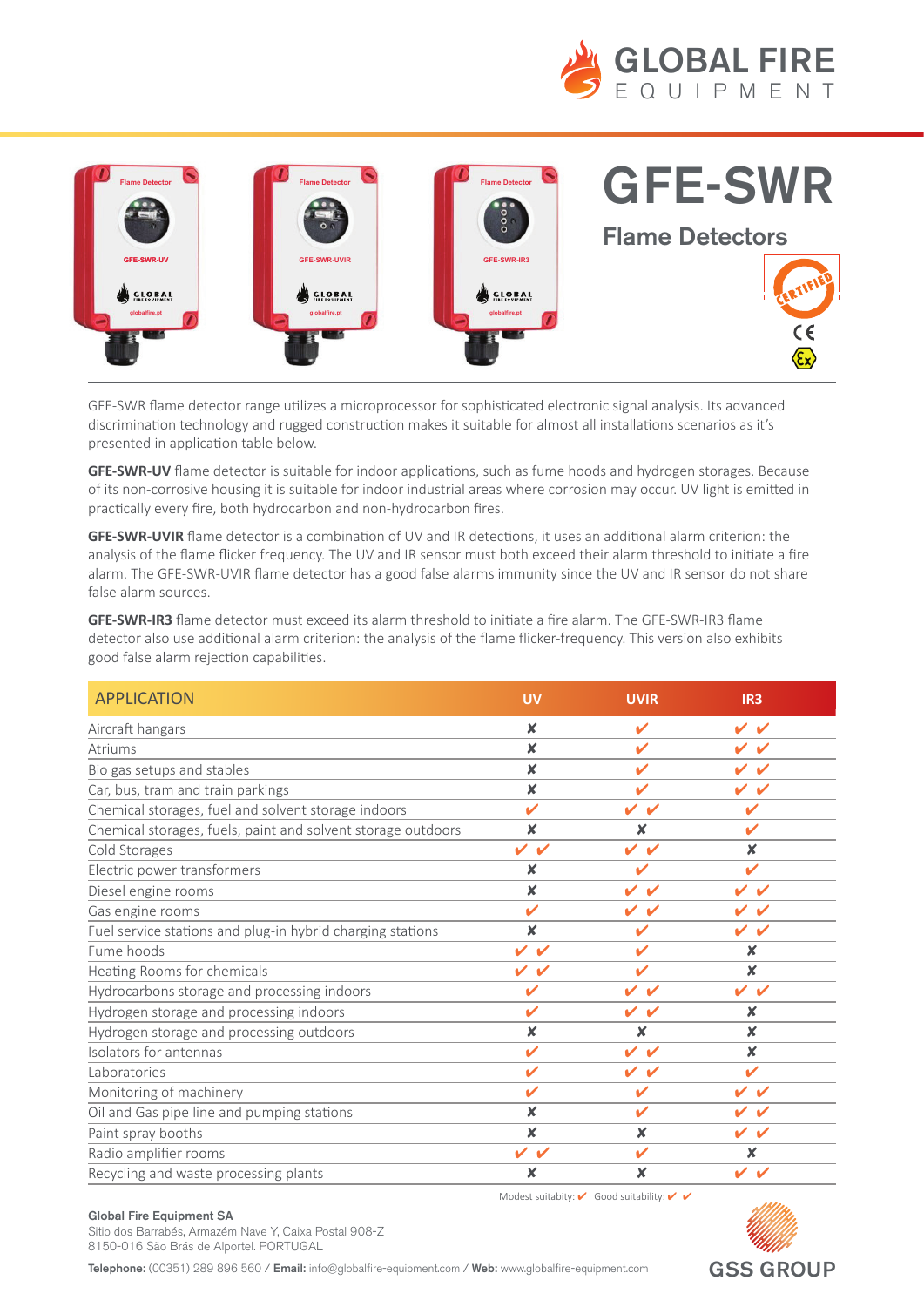# GFE-SWR

## Flame Detectors

GFE-SWR flame detector range utilizes a microprocessor for sophisticated electronic signal analysis. Its advanced discrimination technology and rugged construction makes it suitable for almost all installations scenarios as it's presented in application table below.

**GFE-SWR-UV** flame detector is suitable for indoor applications, such as fume hoods and hydrogen storages. Because of its non-corrosive housing it is suitable for indoor industrial areas where corrosion may occur. UV light is emitted in practically every fire, both hydrocarbon and non-hydrocarbon fires.

**GFE-SWR-UVIR** flame detector is a combination of UV and IR detections, it uses an additional alarm criterion: the analysis of the flame flicker frequency. The UV and IR sensor must both exceed their alarm threshold to initiate a fire alarm. The GFE-SWR-UVIR flame detector has a good false alarms immunity since the UV and IR sensor do not share false alarm sources.

**GFE-SWR-IR3** flame detector must exceed its alarm threshold to initiate a fire alarm. The GFE-SWR-IR3 flame detector also use additional alarm criterion: the analysis of the flame flicker-frequency. This version also exhibits good false alarm rejection capabilities.

| APPLICATION | UV | UVIR | IR3 |
|---|---|---|---|
| Aircraft hangars | ✘ | ✔ | ✔ ✔ |
| Atriums | ✘ | ✔ | ✔ ✔ |
| Bio gas setups and stables | ✘ | ✔ | ✔ ✔ |
| Car, bus, tram and train parkings | ✘ | ✔ | ✔ ✔ |
| Chemical storages, fuel and solvent storage indoors | ✔ | ✔ ✔ | ✔ |
| Chemical storages, fuels, paint and solvent storage outdoors | ✘ | ✘ | ✔ |
| Cold Storages | ✔ ✔ | ✔ ✔ | ✘ |
| Electric power transformers | ✘ | ✔ | ✔ |
| Diesel engine rooms | ✘ | ✔ ✔ | ✔ ✔ |
| Gas engine rooms | ✔ | ✔ ✔ | ✔ ✔ |
| Fuel service stations and plug-in hybrid charging stations | ✘ | ✔ | ✔ ✔ |
| Fume hoods | ✔ ✔ | ✔ | ✘ |
| Heating Rooms for chemicals | ✔ ✔ | ✔ | ✘ |
| Hydrocarbons storage and processing indoors | ✔ | ✔ ✔ | ✔ ✔ |
| Hydrogen storage and processing indoors | ✔ | ✔ ✔ | ✘ |
| Hydrogen storage and processing outdoors | ✘ | ✘ | ✘ |
| Isolators for antennas | ✔ | ✔ ✔ | ✘ |
| Laboratories | ✔ | ✔ ✔ | ✔ |
| Monitoring of machinery | ✔ | ✔ | ✔ ✔ |
| Oil and Gas pipe line and pumping stations | ✘ | ✔ | ✔ ✔ |
| Paint spray booths | ✘ | ✘ | ✔ ✔ |
| Radio amplifier rooms | ✔ ✔ | ✔ | ✘ |
| Recycling and waste processing plants | ✘ | ✘ | ✔ ✔ |

Modest suitability: ✔ Good suitability: ✔ ✔

**Global Fire Equipment SA**
Sitio dos Barrabés, Armazém Nave Y, Caixa Postal 908-Z
8150-016 São Brás de Alportel. PORTUGAL

**Telephone:** (00351) 289 896 560 / **Email:** info@globalfire-equipment.com / **Web:** www.globalfire-equipment.com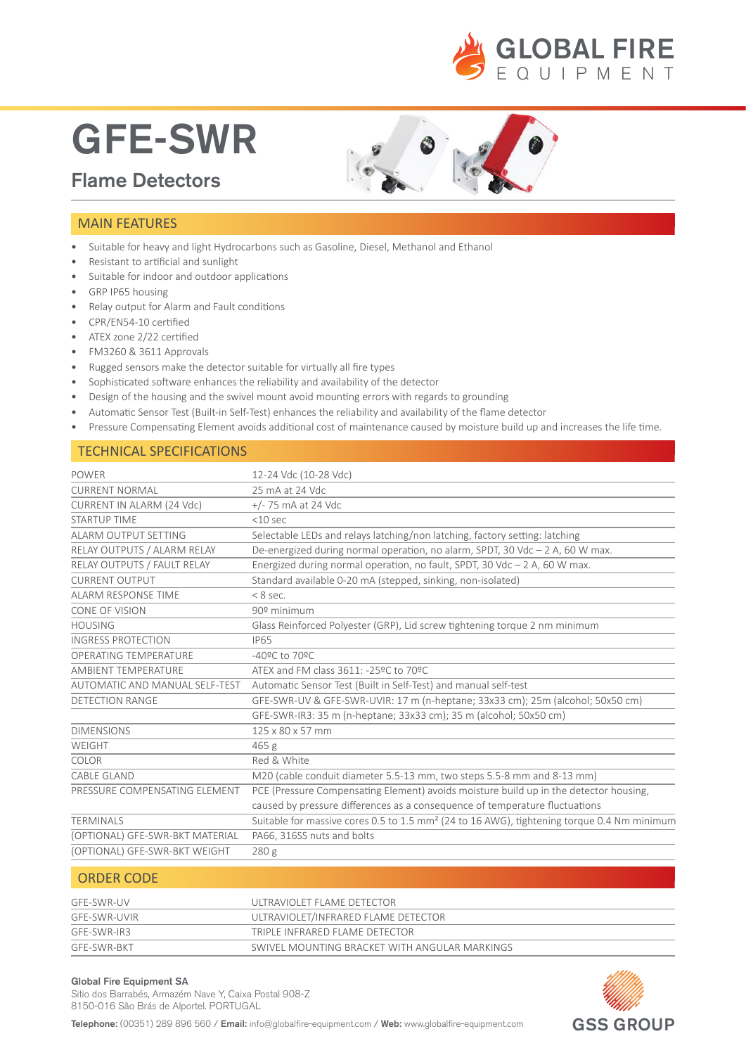# GFE-SWR

## Flame Detectors

## MAIN FEATURES

- Suitable for heavy and light Hydrocarbons such as Gasoline, Diesel, Methanol and Ethanol
- Resistant to artificial and sunlight
- Suitable for indoor and outdoor applications
- GRP IP65 housing
- Relay output for Alarm and Fault conditions
- CPR/EN54-10 certified
- ATEX zone 2/22 certified
- FM3260 & 3611 Approvals
- Rugged sensors make the detector suitable for virtually all fire types
- Sophisticated software enhances the reliability and availability of the detector
- Design of the housing and the swivel mount avoid mounting errors with regards to grounding
- Automatic Sensor Test (Built-in Self-Test) enhances the reliability and availability of the flame detector
- Pressure Compensating Element avoids additional cost of maintenance caused by moisture build up and increases the life time.

## TECHNICAL SPECIFICATIONS

| | |
|---|---|
| POWER | 12-24 Vdc (10-28 Vdc) |
| CURRENT NORMAL | 25 mA at 24 Vdc |
| CURRENT IN ALARM (24 Vdc) | +/- 75 mA at 24 Vdc |
| STARTUP TIME | <10 sec |
| ALARM OUTPUT SETTING | Selectable LEDs and relays latching/non latching, factory setting: latching |
| RELAY OUTPUTS / ALARM RELAY | De-energized during normal operation, no alarm, SPDT, 30 Vdc – 2 A, 60 W max. |
| RELAY OUTPUTS / FAULT RELAY | Energized during normal operation, no fault, SPDT, 30 Vdc – 2 A, 60 W max. |
| CURRENT OUTPUT | Standard available 0-20 mA (stepped, sinking, non-isolated) |
| ALARM RESPONSE TIME | < 8 sec. |
| CONE OF VISION | 90º minimum |
| HOUSING | Glass Reinforced Polyester (GRP), Lid screw tightening torque 2 nm minimum |
| INGRESS PROTECTION | IP65 |
| OPERATING TEMPERATURE | -40ºC to 70ºC |
| AMBIENT TEMPERATURE | ATEX and FM class 3611: -25ºC to 70ºC |
| AUTOMATIC AND MANUAL SELF-TEST | Automatic Sensor Test (Built in Self-Test) and manual self-test |
| DETECTION RANGE | GFE-SWR-UV & GFE-SWR-UVIR: 17 m (n-heptane; 33x33 cm); 25m (alcohol; 50x50 cm) |
| | GFE-SWR-IR3: 35 m (n-heptane; 33x33 cm); 35 m (alcohol; 50x50 cm) |
| DIMENSIONS | 125 x 80 x 57 mm |
| WEIGHT | 465 g |
| COLOR | Red & White |
| CABLE GLAND | M20 (cable conduit diameter 5.5-13 mm, two steps 5.5-8 mm and 8-13 mm) |
| PRESSURE COMPENSATING ELEMENT | PCE (Pressure Compensating Element) avoids moisture build up in the detector housing, caused by pressure differences as a consequence of temperature fluctuations |
| TERMINALS | Suitable for massive cores 0.5 to 1.5 mm² (24 to 16 AWG), tightening torque 0.4 Nm minimum |
| (OPTIONAL) GFE-SWR-BKT MATERIAL | PA66, 316SS nuts and bolts |
| (OPTIONAL) GFE-SWR-BKT WEIGHT | 280 g |

## ORDER CODE

| | |
|---|---|
| GFE-SWR-UV | ULTRAVIOLET FLAME DETECTOR |
| GFE-SWR-UVIR | ULTRAVIOLET/INFRARED FLAME DETECTOR |
| GFE-SWR-IR3 | TRIPLE INFRARED FLAME DETECTOR |
| GFE-SWR-BKT | SWIVEL MOUNTING BRACKET WITH ANGULAR MARKINGS |

**Global Fire Equipment SA**
Sitio dos Barrabés, Armazém Nave Y, Caixa Postal 908-Z
8150-016 São Brás de Alportel. PORTUGAL

**Telephone:** (00351) 289 896 560 / **Email:** info@globalfire-equipment.com / **Web:** www.globalfire-equipment.com